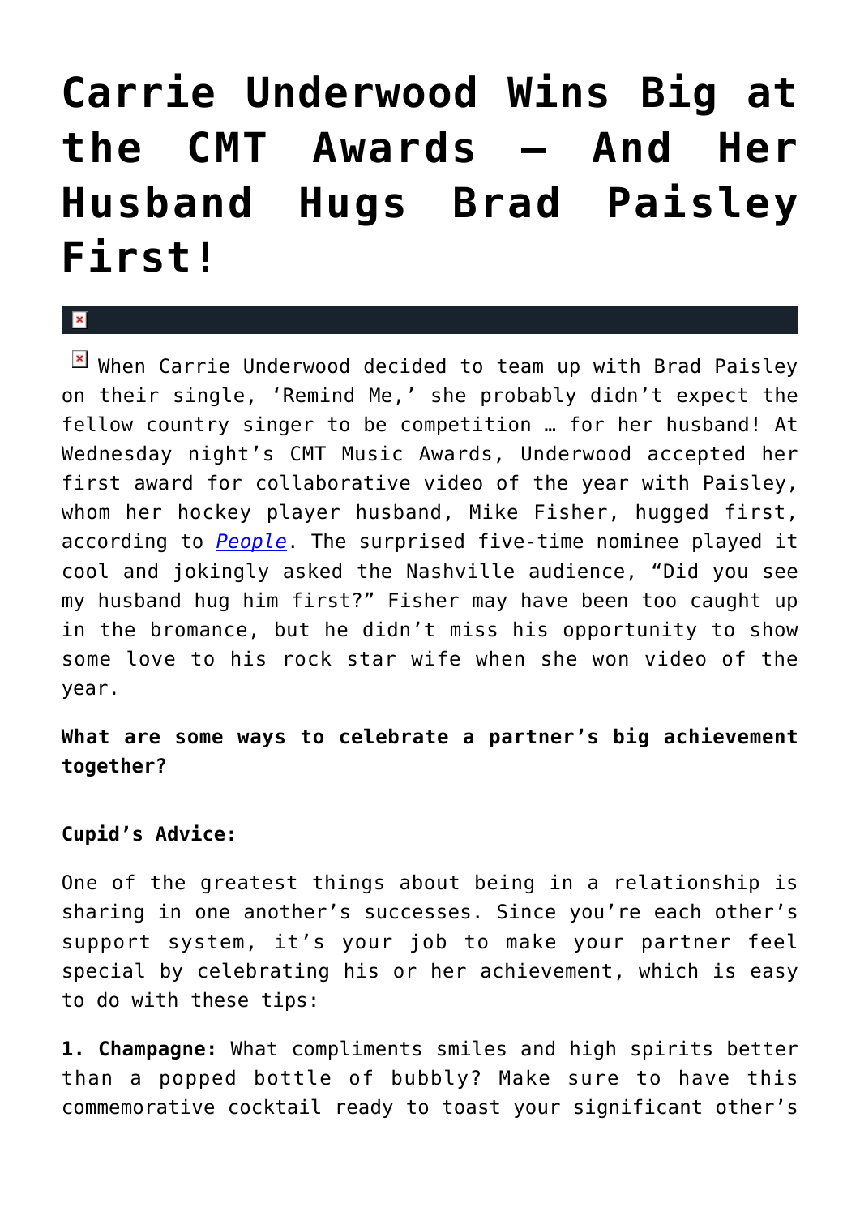# Carrie Underwood Wins Big at the CMT Awards — And Her Husband Hugs Brad Paisley First!

When Carrie Underwood decided to team up with Brad Paisley on their single, 'Remind Me,' she probably didn't expect the fellow country singer to be competition … for her husband! At Wednesday night's CMT Music Awards, Underwood accepted her first award for collaborative video of the year with Paisley, whom her hockey player husband, Mike Fisher, hugged first, according to *People*. The surprised five-time nominee played it cool and jokingly asked the Nashville audience, "Did you see my husband hug him first?" Fisher may have been too caught up in the bromance, but he didn't miss his opportunity to show some love to his rock star wife when she won video of the year.

**What are some ways to celebrate a partner's big achievement together?**

**Cupid's Advice:**

One of the greatest things about being in a relationship is sharing in one another's successes. Since you're each other's support system, it's your job to make your partner feel special by celebrating his or her achievement, which is easy to do with these tips:

**1. Champagne:** What compliments smiles and high spirits better than a popped bottle of bubbly? Make sure to have this commemorative cocktail ready to toast your significant other's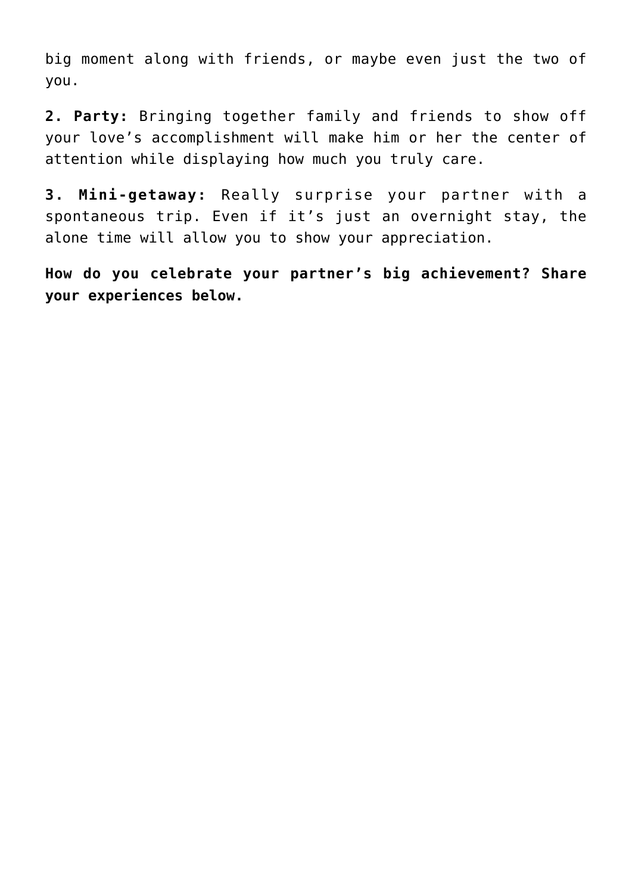big moment along with friends, or maybe even just the two of you.

**2. Party:** Bringing together family and friends to show off your love's accomplishment will make him or her the center of attention while displaying how much you truly care.

**3. Mini-getaway:** Really surprise your partner with a spontaneous trip. Even if it's just an overnight stay, the alone time will allow you to show your appreciation.

**How do you celebrate your partner's big achievement? Share your experiences below.**